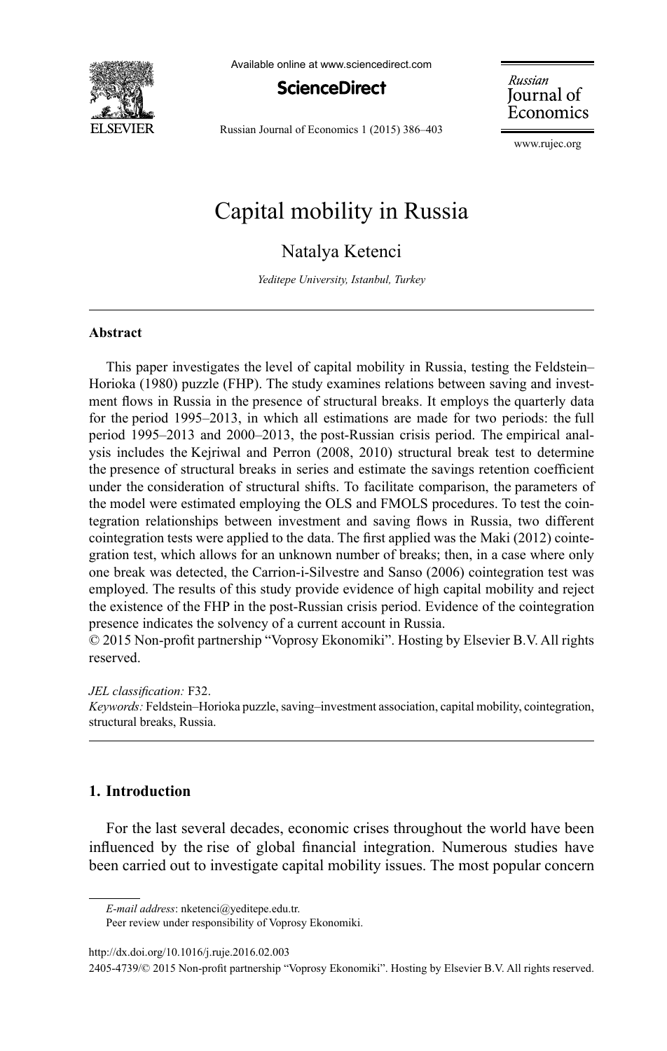# Capital mobility in Russia

Natalya Ketenci

*Yeditepe University, Istanbul, Turkey*

---

## Abstract

This paper investigates the level of capital mobility in Russia, testing the Feldstein–Horioka (1980) puzzle (FHP). The study examines relations between saving and investment flows in Russia in the presence of structural breaks. It employs the quarterly data for the period 1995–2013, in which all estimations are made for two periods: the full period 1995–2013 and 2000–2013, the post-Russian crisis period. The empirical analysis includes the Kejriwal and Perron (2008, 2010) structural break test to determine the presence of structural breaks in series and estimate the savings retention coefficient under the consideration of structural shifts. To facilitate comparison, the parameters of the model were estimated employing the OLS and FMOLS procedures. To test the cointegration relationships between investment and saving flows in Russia, two different cointegration tests were applied to the data. The first applied was the Maki (2012) cointegration test, which allows for an unknown number of breaks; then, in a case where only one break was detected, the Carrion-i-Silvestre and Sanso (2006) cointegration test was employed. The results of this study provide evidence of high capital mobility and reject the existence of the FHP in the post-Russian crisis period. Evidence of the cointegration presence indicates the solvency of a current account in Russia.

© 2015 Non-profit partnership "Voprosy Ekonomiki". Hosting by Elsevier B.V. All rights reserved.

*JEL classification:* F32.

*Keywords:* Feldstein–Horioka puzzle, saving–investment association, capital mobility, cointegration, structural breaks, Russia.

---

## 1. Introduction

For the last several decades, economic crises throughout the world have been influenced by the rise of global financial integration. Numerous studies have been carried out to investigate capital mobility issues. The most popular concern

---

*E-mail address*: nketenci@yeditepe.edu.tr.

Peer review under responsibility of Voprosy Ekonomiki.

http://dx.doi.org/10.1016/j.ruje.2016.02.003

2405-4739/© 2015 Non-profit partnership "Voprosy Ekonomiki". Hosting by Elsevier B.V. All rights reserved.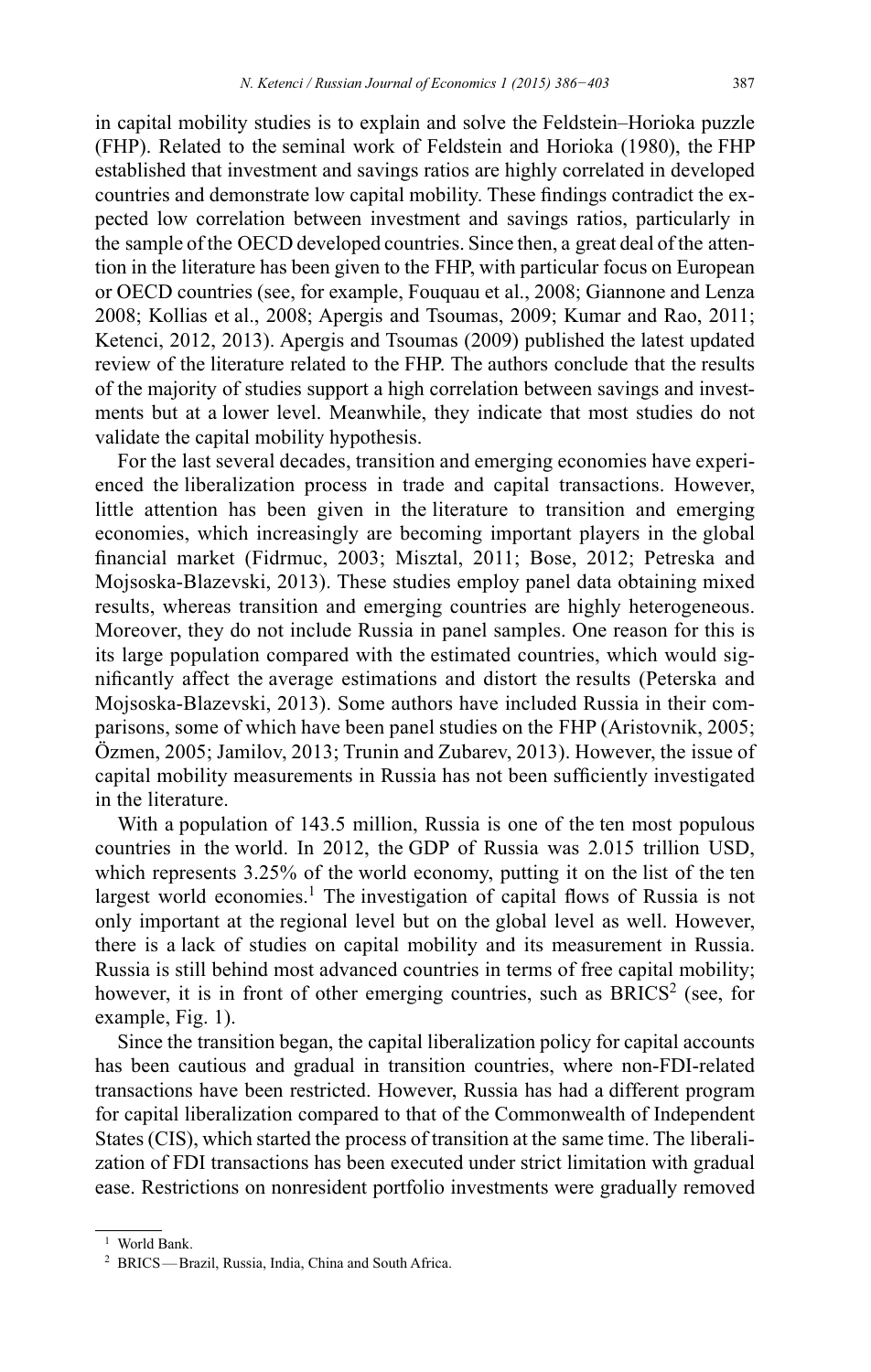in capital mobility studies is to explain and solve the Feldstein–Horioka puzzle (FHP). Related to the seminal work of Feldstein and Horioka (1980), the FHP established that investment and savings ratios are highly correlated in developed countries and demonstrate low capital mobility. These findings contradict the expected low correlation between investment and savings ratios, particularly in the sample of the OECD developed countries. Since then, a great deal of the attention in the literature has been given to the FHP, with particular focus on European or OECD countries (see, for example, Fouquau et al., 2008; Giannone and Lenza 2008; Kollias et al., 2008; Apergis and Tsoumas, 2009; Kumar and Rao, 2011; Ketenci, 2012, 2013). Apergis and Tsoumas (2009) published the latest updated review of the literature related to the FHP. The authors conclude that the results of the majority of studies support a high correlation between savings and investments but at a lower level. Meanwhile, they indicate that most studies do not validate the capital mobility hypothesis.

For the last several decades, transition and emerging economies have experienced the liberalization process in trade and capital transactions. However, little attention has been given in the literature to transition and emerging economies, which increasingly are becoming important players in the global financial market (Fidrmuc, 2003; Misztal, 2011; Bose, 2012; Petreska and Mojsoska-Blazevski, 2013). These studies employ panel data obtaining mixed results, whereas transition and emerging countries are highly heterogeneous. Moreover, they do not include Russia in panel samples. One reason for this is its large population compared with the estimated countries, which would significantly affect the average estimations and distort the results (Peterska and Mojsoska-Blazevski, 2013). Some authors have included Russia in their comparisons, some of which have been panel studies on the FHP (Aristovnik, 2005; Özmen, 2005; Jamilov, 2013; Trunin and Zubarev, 2013). However, the issue of capital mobility measurements in Russia has not been sufficiently investigated in the literature.

With a population of 143.5 million, Russia is one of the ten most populous countries in the world. In 2012, the GDP of Russia was 2.015 trillion USD, which represents 3.25% of the world economy, putting it on the list of the ten largest world economies.[1] The investigation of capital flows of Russia is not only important at the regional level but on the global level as well. However, there is a lack of studies on capital mobility and its measurement in Russia. Russia is still behind most advanced countries in terms of free capital mobility; however, it is in front of other emerging countries, such as BRICS[2] (see, for example, Fig. 1).

Since the transition began, the capital liberalization policy for capital accounts has been cautious and gradual in transition countries, where non-FDI-related transactions have been restricted. However, Russia has had a different program for capital liberalization compared to that of the Commonwealth of Independent States (CIS), which started the process of transition at the same time. The liberalization of FDI transactions has been executed under strict limitation with gradual ease. Restrictions on nonresident portfolio investments were gradually removed

[1] World Bank.

[2] BRICS — Brazil, Russia, India, China and South Africa.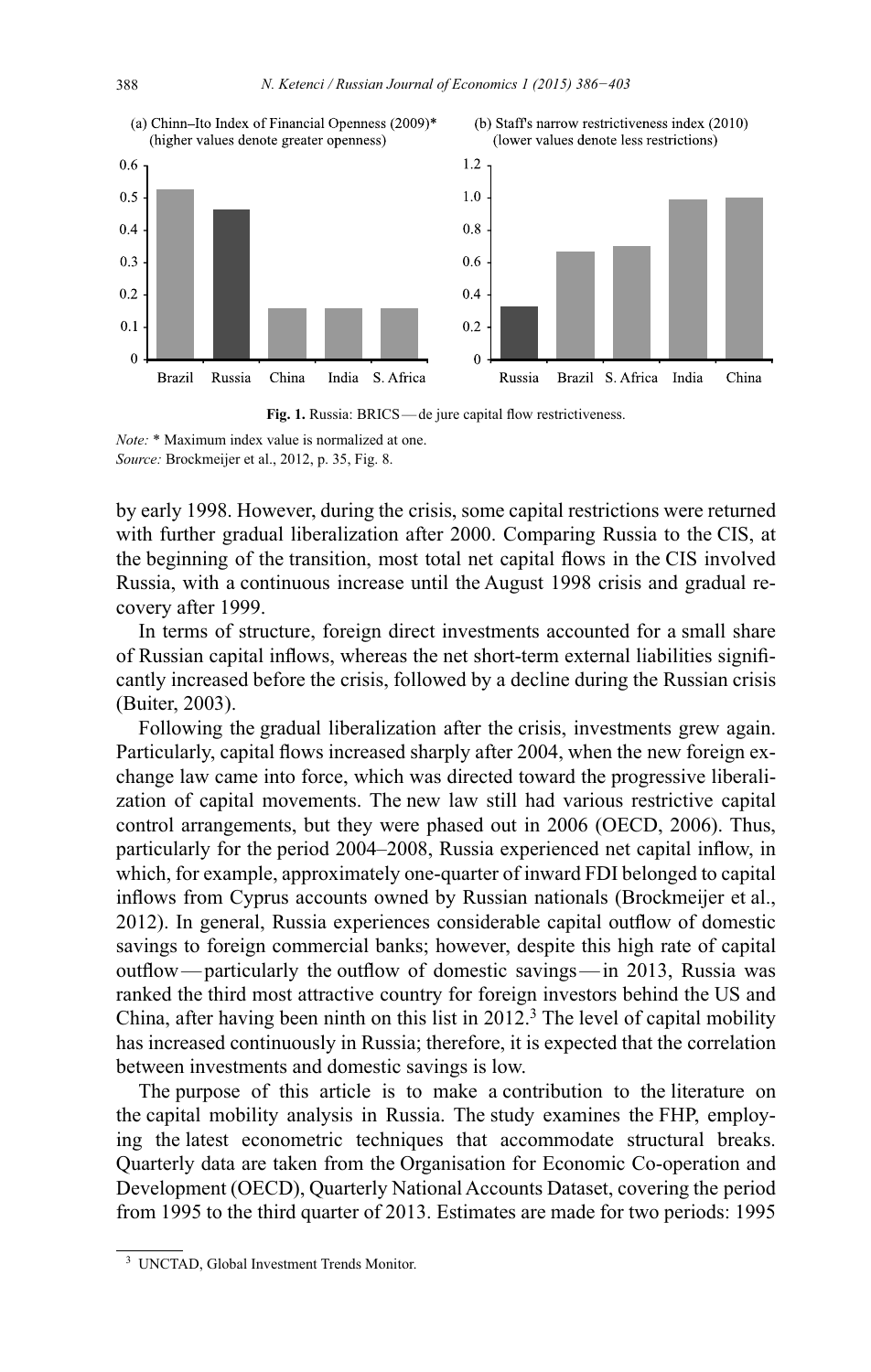(a) Chinn–Ito Index of Financial Openness (2009)*
(higher values denote greater openness)

(b) Staff's narrow restrictiveness index (2010)
(lower values denote less restrictions)

**Fig. 1.** Russia: BRICS — de jure capital flow restrictiveness.

*Note:* * Maximum index value is normalized at one.
*Source:* Brockmeijer et al., 2012, p. 35, Fig. 8.

by early 1998. However, during the crisis, some capital restrictions were returned with further gradual liberalization after 2000. Comparing Russia to the CIS, at the beginning of the transition, most total net capital flows in the CIS involved Russia, with a continuous increase until the August 1998 crisis and gradual recovery after 1999.

In terms of structure, foreign direct investments accounted for a small share of Russian capital inflows, whereas the net short-term external liabilities significantly increased before the crisis, followed by a decline during the Russian crisis (Buiter, 2003).

Following the gradual liberalization after the crisis, investments grew again. Particularly, capital flows increased sharply after 2004, when the new foreign exchange law came into force, which was directed toward the progressive liberalization of capital movements. The new law still had various restrictive capital control arrangements, but they were phased out in 2006 (OECD, 2006). Thus, particularly for the period 2004–2008, Russia experienced net capital inflow, in which, for example, approximately one-quarter of inward FDI belonged to capital inflows from Cyprus accounts owned by Russian nationals (Brockmeijer et al., 2012). In general, Russia experiences considerable capital outflow of domestic savings to foreign commercial banks; however, despite this high rate of capital outflow — particularly the outflow of domestic savings — in 2013, Russia was ranked the third most attractive country for foreign investors behind the US and China, after having been ninth on this list in 2012.[3] The level of capital mobility has increased continuously in Russia; therefore, it is expected that the correlation between investments and domestic savings is low.

The purpose of this article is to make a contribution to the literature on the capital mobility analysis in Russia. The study examines the FHP, employing the latest econometric techniques that accommodate structural breaks. Quarterly data are taken from the Organisation for Economic Co-operation and Development (OECD), Quarterly National Accounts Dataset, covering the period from 1995 to the third quarter of 2013. Estimates are made for two periods: 1995

[3] UNCTAD, Global Investment Trends Monitor.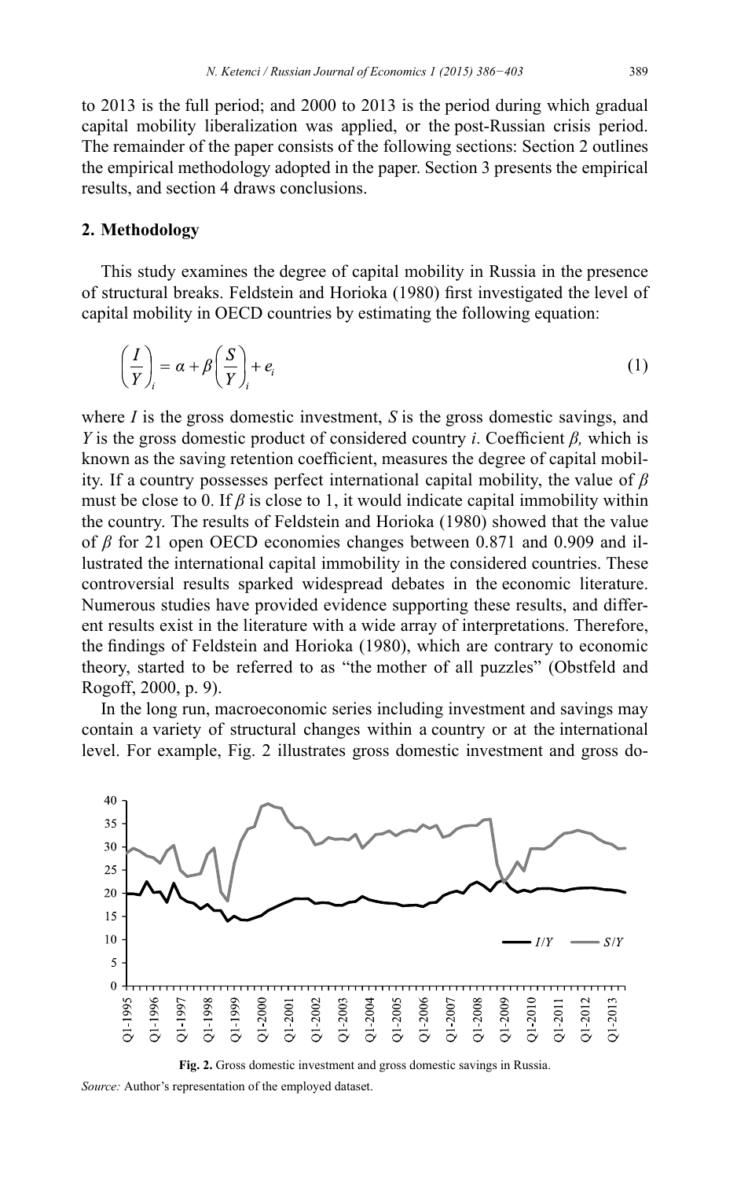to 2013 is the full period; and 2000 to 2013 is the period during which gradual capital mobility liberalization was applied, or the post-Russian crisis period. The remainder of the paper consists of the following sections: Section 2 outlines the empirical methodology adopted in the paper. Section 3 presents the empirical results, and section 4 draws conclusions.

## 2. Methodology

This study examines the degree of capital mobility in Russia in the presence of structural breaks. Feldstein and Horioka (1980) first investigated the level of capital mobility in OECD countries by estimating the following equation:

$$\left(\frac{I}{Y}\right)_i = \alpha + \beta\left(\frac{S}{Y}\right)_i + e_i \tag{1}$$

where $I$ is the gross domestic investment, $S$ is the gross domestic savings, and $Y$ is the gross domestic product of considered country $i$. Coefficient $\beta$, which is known as the saving retention coefficient, measures the degree of capital mobility. If a country possesses perfect international capital mobility, the value of $\beta$ must be close to 0. If $\beta$ is close to 1, it would indicate capital immobility within the country. The results of Feldstein and Horioka (1980) showed that the value of $\beta$ for 21 open OECD economies changes between 0.871 and 0.909 and illustrated the international capital immobility in the considered countries. These controversial results sparked widespread debates in the economic literature. Numerous studies have provided evidence supporting these results, and different results exist in the literature with a wide array of interpretations. Therefore, the findings of Feldstein and Horioka (1980), which are contrary to economic theory, started to be referred to as "the mother of all puzzles" (Obstfeld and Rogoff, 2000, p. 9).

In the long run, macroeconomic series including investment and savings may contain a variety of structural changes within a country or at the international level. For example, Fig. 2 illustrates gross domestic investment and gross do-

**Fig. 2.** Gross domestic investment and gross domestic savings in Russia.

*Source:* Author's representation of the employed dataset.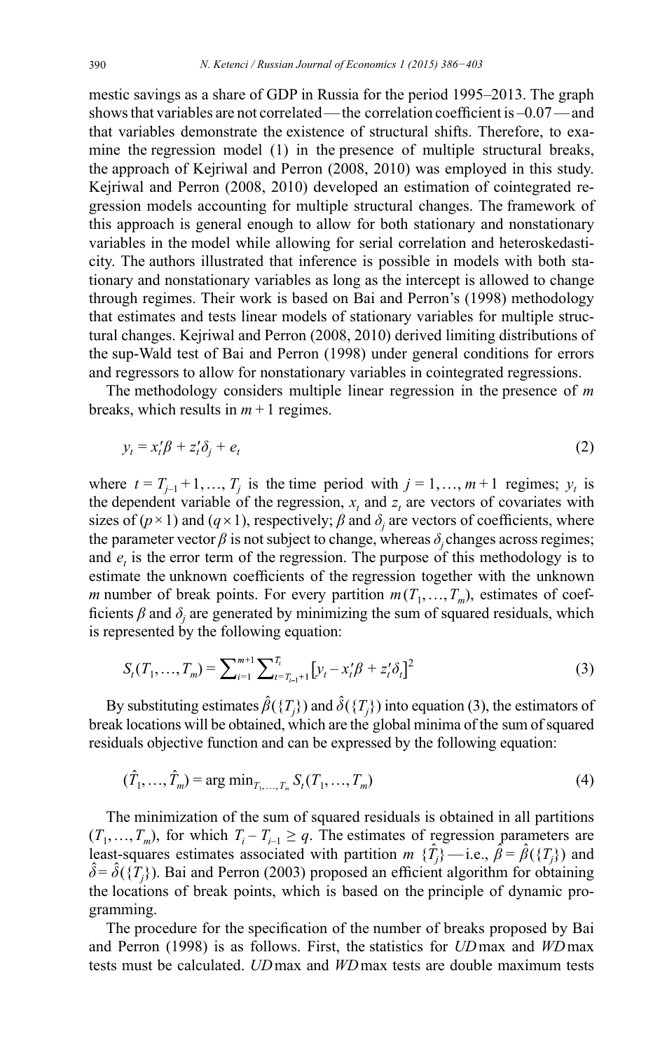mestic savings as a share of GDP in Russia for the period 1995–2013. The graph shows that variables are not correlated — the correlation coefficient is –0.07 — and that variables demonstrate the existence of structural shifts. Therefore, to examine the regression model (1) in the presence of multiple structural breaks, the approach of Kejriwal and Perron (2008, 2010) was employed in this study. Kejriwal and Perron (2008, 2010) developed an estimation of cointegrated regression models accounting for multiple structural changes. The framework of this approach is general enough to allow for both stationary and nonstationary variables in the model while allowing for serial correlation and heteroskedasticity. The authors illustrated that inference is possible in models with both stationary and nonstationary variables as long as the intercept is allowed to change through regimes. Their work is based on Bai and Perron's (1998) methodology that estimates and tests linear models of stationary variables for multiple structural changes. Kejriwal and Perron (2008, 2010) derived limiting distributions of the sup-Wald test of Bai and Perron (1998) under general conditions for errors and regressors to allow for nonstationary variables in cointegrated regressions.

The methodology considers multiple linear regression in the presence of $m$ breaks, which results in $m + 1$ regimes.

$$y_t = x_t'\beta + z_t'\delta_j + e_t \tag{2}$$

where $t = T_{j-1} + 1, \ldots, T_j$ is the time period with $j = 1, \ldots, m + 1$ regimes; $y_t$ is the dependent variable of the regression, $x_t$ and $z_t$ are vectors of covariates with sizes of $(p \times 1)$ and $(q \times 1)$, respectively; $\beta$ and $\delta_j$ are vectors of coefficients, where the parameter vector $\beta$ is not subject to change, whereas $\delta_j$ changes across regimes; and $e_t$ is the error term of the regression. The purpose of this methodology is to estimate the unknown coefficients of the regression together with the unknown $m$ number of break points. For every partition $m(T_1, \ldots, T_m)$, estimates of coefficients $\beta$ and $\delta_j$ are generated by minimizing the sum of squared residuals, which is represented by the following equation:

$$S_t(T_1, \ldots, T_m) = \sum_{i=1}^{m+1} \sum_{t=T_{i-1}+1}^{T_i} \left[y_t - x_t'\beta + z_t'\delta_t\right]^2 \tag{3}$$

By substituting estimates $\hat{\beta}(\{T_j\})$ and $\hat{\delta}(\{T_j\})$ into equation (3), the estimators of break locations will be obtained, which are the global minima of the sum of squared residuals objective function and can be expressed by the following equation:

$$(\hat{T}_1, \ldots, \hat{T}_m) = \arg\min_{T_1, \ldots, T_m} S_t(T_1, \ldots, T_m) \tag{4}$$

The minimization of the sum of squared residuals is obtained in all partitions $(T_1, \ldots, T_m)$, for which $T_i - T_{i-1} \geq q$. The estimates of regression parameters are least-squares estimates associated with partition $m$ $\{\hat{T}_j\}$ — i.e., $\hat{\beta} = \hat{\beta}(\{T_j\})$ and $\hat{\delta} = \hat{\delta}(\{T_j\})$. Bai and Perron (2003) proposed an efficient algorithm for obtaining the locations of break points, which is based on the principle of dynamic programming.

The procedure for the specification of the number of breaks proposed by Bai and Perron (1998) is as follows. First, the statistics for *UD*max and *WD*max tests must be calculated. *UD*max and *WD*max tests are double maximum tests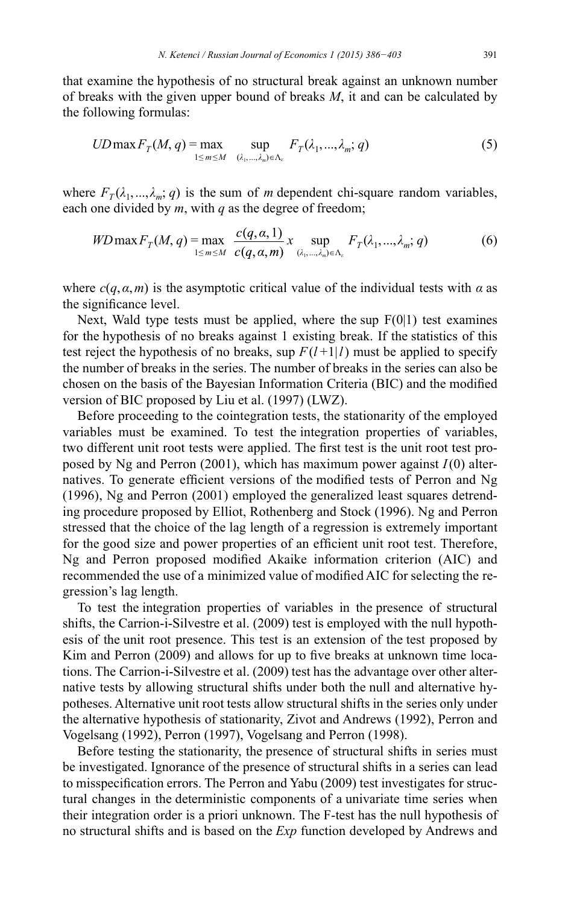that examine the hypothesis of no structural break against an unknown number of breaks with the given upper bound of breaks $M$, it and can be calculated by the following formulas:

$$UD\max F_T(M,q) = \max_{1\leq m\leq M} \sup_{(\lambda_1,...,\lambda_m)\in\Lambda_\varepsilon} F_T(\lambda_1,...,\lambda_m;q) \tag{5}$$

where $F_T(\lambda_1,...,\lambda_m;q)$ is the sum of $m$ dependent chi-square random variables, each one divided by $m$, with $q$ as the degree of freedom;

$$WD\max F_T(M,q) = \max_{1\leq m\leq M} \frac{c(q,\alpha,1)}{c(q,\alpha,m)} x \sup_{(\lambda_1,...,\lambda_m)\in\Lambda_\varepsilon} F_T(\lambda_1,...,\lambda_m;q) \tag{6}$$

where $c(q,\alpha,m)$ is the asymptotic critical value of the individual tests with $\alpha$ as the significance level.

Next, Wald type tests must be applied, where the sup F(0|1) test examines for the hypothesis of no breaks against 1 existing break. If the statistics of this test reject the hypothesis of no breaks, sup $F(l+1|l)$ must be applied to specify the number of breaks in the series. The number of breaks in the series can also be chosen on the basis of the Bayesian Information Criteria (BIC) and the modified version of BIC proposed by Liu et al. (1997) (LWZ).

Before proceeding to the cointegration tests, the stationarity of the employed variables must be examined. To test the integration properties of variables, two different unit root tests were applied. The first test is the unit root test proposed by Ng and Perron (2001), which has maximum power against $I(0)$ alternatives. To generate efficient versions of the modified tests of Perron and Ng (1996), Ng and Perron (2001) employed the generalized least squares detrending procedure proposed by Elliot, Rothenberg and Stock (1996). Ng and Perron stressed that the choice of the lag length of a regression is extremely important for the good size and power properties of an efficient unit root test. Therefore, Ng and Perron proposed modified Akaike information criterion (AIC) and recommended the use of a minimized value of modified AIC for selecting the regression's lag length.

To test the integration properties of variables in the presence of structural shifts, the Carrion-i-Silvestre et al. (2009) test is employed with the null hypothesis of the unit root presence. This test is an extension of the test proposed by Kim and Perron (2009) and allows for up to five breaks at unknown time locations. The Carrion-i-Silvestre et al. (2009) test has the advantage over other alternative tests by allowing structural shifts under both the null and alternative hypotheses. Alternative unit root tests allow structural shifts in the series only under the alternative hypothesis of stationarity, Zivot and Andrews (1992), Perron and Vogelsang (1992), Perron (1997), Vogelsang and Perron (1998).

Before testing the stationarity, the presence of structural shifts in series must be investigated. Ignorance of the presence of structural shifts in a series can lead to misspecification errors. The Perron and Yabu (2009) test investigates for structural changes in the deterministic components of a univariate time series when their integration order is a priori unknown. The F-test has the null hypothesis of no structural shifts and is based on the *Exp* function developed by Andrews and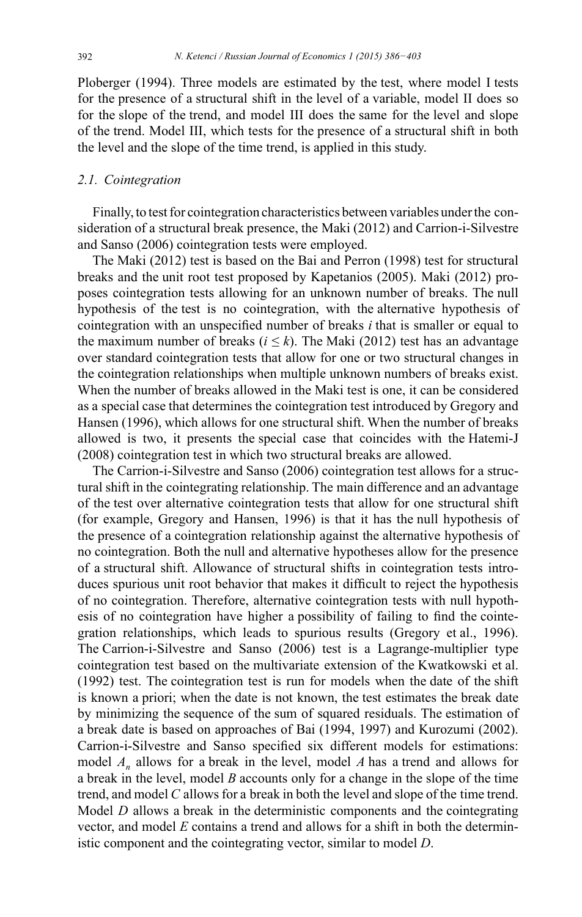Ploberger (1994). Three models are estimated by the test, where model I tests for the presence of a structural shift in the level of a variable, model II does so for the slope of the trend, and model III does the same for the level and slope of the trend. Model III, which tests for the presence of a structural shift in both the level and the slope of the time trend, is applied in this study.

### *2.1. Cointegration*

Finally, to test for cointegration characteristics between variables under the consideration of a structural break presence, the Maki (2012) and Carrion-i-Silvestre and Sanso (2006) cointegration tests were employed.

The Maki (2012) test is based on the Bai and Perron (1998) test for structural breaks and the unit root test proposed by Kapetanios (2005). Maki (2012) proposes cointegration tests allowing for an unknown number of breaks. The null hypothesis of the test is no cointegration, with the alternative hypothesis of cointegration with an unspecified number of breaks $i$ that is smaller or equal to the maximum number of breaks ($i \leq k$). The Maki (2012) test has an advantage over standard cointegration tests that allow for one or two structural changes in the cointegration relationships when multiple unknown numbers of breaks exist. When the number of breaks allowed in the Maki test is one, it can be considered as a special case that determines the cointegration test introduced by Gregory and Hansen (1996), which allows for one structural shift. When the number of breaks allowed is two, it presents the special case that coincides with the Hatemi-J (2008) cointegration test in which two structural breaks are allowed.

The Carrion-i-Silvestre and Sanso (2006) cointegration test allows for a structural shift in the cointegrating relationship. The main difference and an advantage of the test over alternative cointegration tests that allow for one structural shift (for example, Gregory and Hansen, 1996) is that it has the null hypothesis of the presence of a cointegration relationship against the alternative hypothesis of no cointegration. Both the null and alternative hypotheses allow for the presence of a structural shift. Allowance of structural shifts in cointegration tests introduces spurious unit root behavior that makes it difficult to reject the hypothesis of no cointegration. Therefore, alternative cointegration tests with null hypothesis of no cointegration have higher a possibility of failing to find the cointegration relationships, which leads to spurious results (Gregory et al., 1996). The Carrion-i-Silvestre and Sanso (2006) test is a Lagrange-multiplier type cointegration test based on the multivariate extension of the Kwatkowski et al. (1992) test. The cointegration test is run for models when the date of the shift is known a priori; when the date is not known, the test estimates the break date by minimizing the sequence of the sum of squared residuals. The estimation of a break date is based on approaches of Bai (1994, 1997) and Kurozumi (2002). Carrion-i-Silvestre and Sanso specified six different models for estimations: model $A_n$ allows for a break in the level, model $A$ has a trend and allows for a break in the level, model $B$ accounts only for a change in the slope of the time trend, and model $C$ allows for a break in both the level and slope of the time trend. Model $D$ allows a break in the deterministic components and the cointegrating vector, and model $E$ contains a trend and allows for a shift in both the deterministic component and the cointegrating vector, similar to model $D$.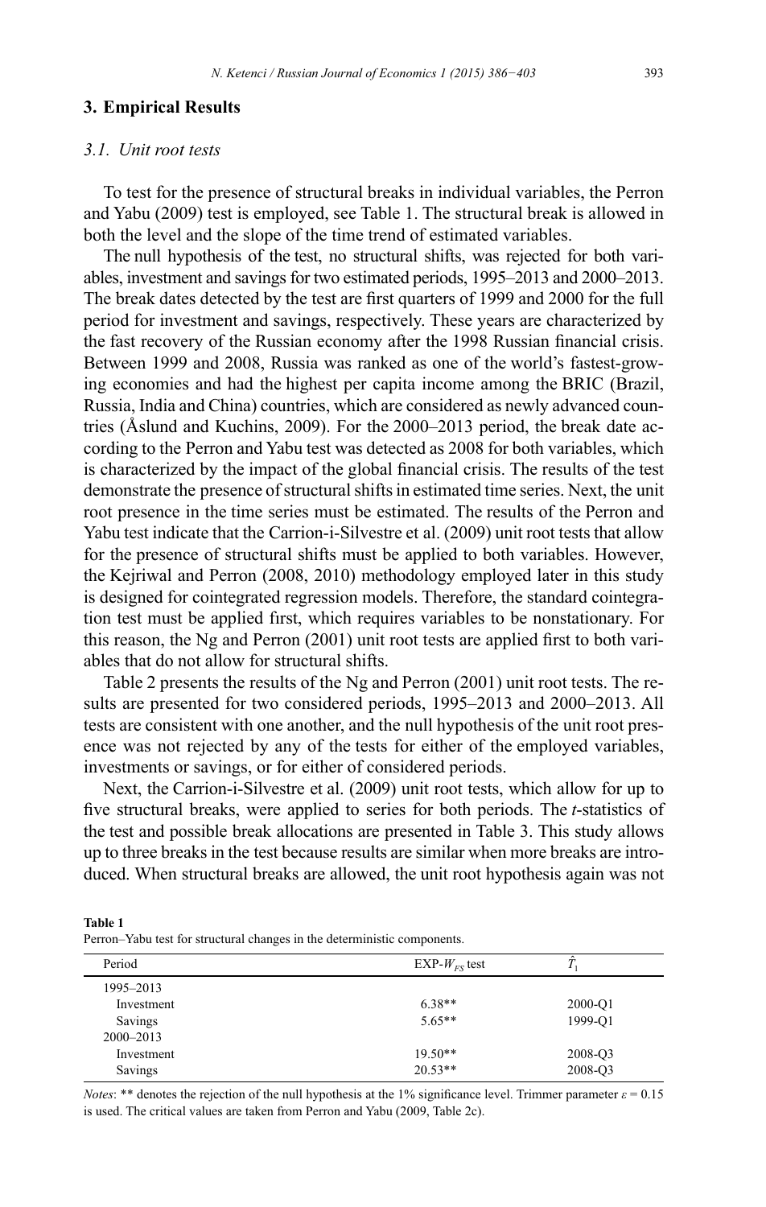## 3. Empirical Results

### *3.1. Unit root tests*

To test for the presence of structural breaks in individual variables, the Perron and Yabu (2009) test is employed, see Table 1. The structural break is allowed in both the level and the slope of the time trend of estimated variables.

The null hypothesis of the test, no structural shifts, was rejected for both variables, investment and savings for two estimated periods, 1995–2013 and 2000–2013. The break dates detected by the test are first quarters of 1999 and 2000 for the full period for investment and savings, respectively. These years are characterized by the fast recovery of the Russian economy after the 1998 Russian financial crisis. Between 1999 and 2008, Russia was ranked as one of the world's fastest-growing economies and had the highest per capita income among the BRIC (Brazil, Russia, India and China) countries, which are considered as newly advanced countries (Åslund and Kuchins, 2009). For the 2000–2013 period, the break date according to the Perron and Yabu test was detected as 2008 for both variables, which is characterized by the impact of the global financial crisis. The results of the test demonstrate the presence of structural shifts in estimated time series. Next, the unit root presence in the time series must be estimated. The results of the Perron and Yabu test indicate that the Carrion-i-Silvestre et al. (2009) unit root tests that allow for the presence of structural shifts must be applied to both variables. However, the Kejriwal and Perron (2008, 2010) methodology employed later in this study is designed for cointegrated regression models. Therefore, the standard cointegration test must be applied first, which requires variables to be nonstationary. For this reason, the Ng and Perron (2001) unit root tests are applied first to both variables that do not allow for structural shifts.

Table 2 presents the results of the Ng and Perron (2001) unit root tests. The results are presented for two considered periods, 1995–2013 and 2000–2013. All tests are consistent with one another, and the null hypothesis of the unit root presence was not rejected by any of the tests for either of the employed variables, investments or savings, or for either of considered periods.

Next, the Carrion-i-Silvestre et al. (2009) unit root tests, which allow for up to five structural breaks, were applied to series for both periods. The *t*-statistics of the test and possible break allocations are presented in Table 3. This study allows up to three breaks in the test because results are similar when more breaks are introduced. When structural breaks are allowed, the unit root hypothesis again was not

**Table 1**
Perron–Yabu test for structural changes in the deterministic components.

| Period | EXP-$W_{FS}$ test | $\hat{T}_1$ |
|---|---|---|
| 1995–2013 | | |
| Investment | 6.38** | 2000-Q1 |
| Savings | 5.65** | 1999-Q1 |
| 2000–2013 | | |
| Investment | 19.50** | 2008-Q3 |
| Savings | 20.53** | 2008-Q3 |

*Notes*: ** denotes the rejection of the null hypothesis at the 1% significance level. Trimmer parameter $\varepsilon = 0.15$ is used. The critical values are taken from Perron and Yabu (2009, Table 2c).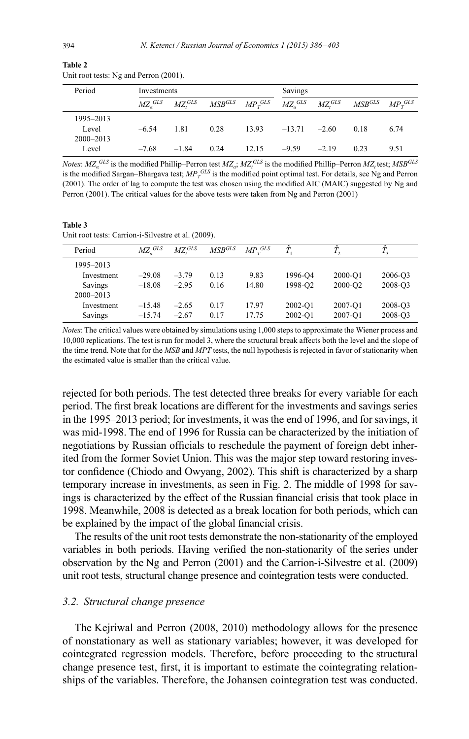**Table 2**
Unit root tests: Ng and Perron (2001).

| Period | Investments | | | | Savings | | | |
|---|---|---|---|---|---|---|---|---|
| | $MZ_{\alpha}^{GLS}$ | $MZ_{t}^{GLS}$ | $MSB^{GLS}$ | $MP_{T}^{GLS}$ | $MZ_{\alpha}^{GLS}$ | $MZ_{t}^{GLS}$ | $MSB^{GLS}$ | $MP_{T}^{GLS}$ |
| 1995–2013 | | | | | | | | |
| Level | −6.54 | 1.81 | 0.28 | 13.93 | −13.71 | −2.60 | 0.18 | 6.74 |
| 2000–2013 | | | | | | | | |
| Level | −7.68 | −1.84 | 0.24 | 12.15 | −9.59 | −2.19 | 0.23 | 9.51 |

*Notes*: $MZ_{\alpha}^{GLS}$ is the modified Phillip–Perron test $MZ_{\alpha}$; $MZ_{t}^{GLS}$ is the modified Phillip–Perron $MZ_{t}$ test; $MSB^{GLS}$ is the modified Sargan–Bhargava test; $MP_{T}^{GLS}$ is the modified point optimal test. For details, see Ng and Perron (2001). The order of lag to compute the test was chosen using the modified AIC (MAIC) suggested by Ng and Perron (2001). The critical values for the above tests were taken from Ng and Perron (2001)

**Table 3**
Unit root tests: Carrion-i-Silvestre et al. (2009).

| Period | $MZ_{\alpha}^{GLS}$ | $MZ_{t}^{GLS}$ | $MSB^{GLS}$ | $MP_{T}^{GLS}$ | $\hat{T}_1$ | $\hat{T}_2$ | $\hat{T}_3$ |
|---|---|---|---|---|---|---|---|
| 1995–2013 | | | | | | | |
| Investment | −29.08 | −3.79 | 0.13 | 9.83 | 1996-Q4 | 2000-Q1 | 2006-Q3 |
| Savings | −18.08 | −2.95 | 0.16 | 14.80 | 1998-Q2 | 2000-Q2 | 2008-Q3 |
| 2000–2013 | | | | | | | |
| Investment | −15.48 | −2.65 | 0.17 | 17.97 | 2002-Q1 | 2007-Q1 | 2008-Q3 |
| Savings | −15.74 | −2.67 | 0.17 | 17.75 | 2002-Q1 | 2007-Q1 | 2008-Q3 |

*Notes*: The critical values were obtained by simulations using 1,000 steps to approximate the Wiener process and 10,000 replications. The test is run for model 3, where the structural break affects both the level and the slope of the time trend. Note that for the *MSB* and *MPT* tests, the null hypothesis is rejected in favor of stationarity when the estimated value is smaller than the critical value.

rejected for both periods. The test detected three breaks for every variable for each period. The first break locations are different for the investments and savings series in the 1995–2013 period; for investments, it was the end of 1996, and for savings, it was mid-1998. The end of 1996 for Russia can be characterized by the initiation of negotiations by Russian officials to reschedule the payment of foreign debt inherited from the former Soviet Union. This was the major step toward restoring investor confidence (Chiodo and Owyang, 2002). This shift is characterized by a sharp temporary increase in investments, as seen in Fig. 2. The middle of 1998 for savings is characterized by the effect of the Russian financial crisis that took place in 1998. Meanwhile, 2008 is detected as a break location for both periods, which can be explained by the impact of the global financial crisis.

The results of the unit root tests demonstrate the non-stationarity of the employed variables in both periods. Having verified the non-stationarity of the series under observation by the Ng and Perron (2001) and the Carrion-i-Silvestre et al. (2009) unit root tests, structural change presence and cointegration tests were conducted.

### 3.2. Structural change presence

The Kejriwal and Perron (2008, 2010) methodology allows for the presence of nonstationary as well as stationary variables; however, it was developed for cointegrated regression models. Therefore, before proceeding to the structural change presence test, first, it is important to estimate the cointegrating relationships of the variables. Therefore, the Johansen cointegration test was conducted.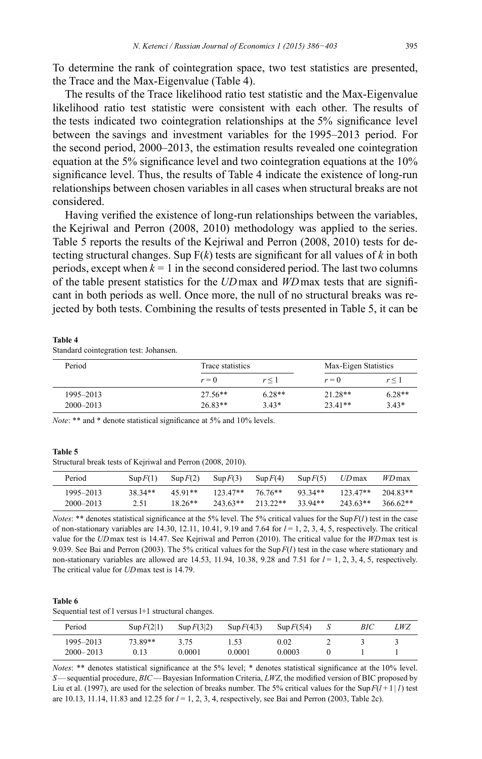To determine the rank of cointegration space, two test statistics are presented, the Trace and the Max-Eigenvalue (Table 4).

The results of the Trace likelihood ratio test statistic and the Max-Eigenvalue likelihood ratio test statistic were consistent with each other. The results of the tests indicated two cointegration relationships at the 5% significance level between the savings and investment variables for the 1995–2013 period. For the second period, 2000–2013, the estimation results revealed one cointegration equation at the 5% significance level and two cointegration equations at the 10% significance level. Thus, the results of Table 4 indicate the existence of long-run relationships between chosen variables in all cases when structural breaks are not considered.

Having verified the existence of long-run relationships between the variables, the Kejriwal and Perron (2008, 2010) methodology was applied to the series. Table 5 reports the results of the Kejriwal and Perron (2008, 2010) tests for detecting structural changes. Sup F($k$) tests are significant for all values of $k$ in both periods, except when $k = 1$ in the second considered period. The last two columns of the table present statistics for the $UD$max and $WD$max tests that are significant in both periods as well. Once more, the null of no structural breaks was rejected by both tests. Combining the results of tests presented in Table 5, it can be

**Table 4**
Standard cointegration test: Johansen.

| Period | Trace statistics | | Max-Eigen Statistics | |
|---|---|---|---|---|
| | $r = 0$ | $r \leq 1$ | $r = 0$ | $r \leq 1$ |
| 1995–2013 | 27.56** | 6.28** | 21.28** | 6.28** |
| 2000–2013 | 26.83** | 3.43* | 23.41** | 3.43* |

*Note*: ** and * denote statistical significance at 5% and 10% levels.

**Table 5**
Structural break tests of Kejriwal and Perron (2008, 2010).

| Period | Sup$F$(1) | Sup$F$(2) | Sup$F$(3) | Sup$F$(4) | Sup$F$(5) | $UD$max | $WD$max |
|---|---|---|---|---|---|---|---|
| 1995–2013 | 38.34** | 45.91** | 123.47** | 76.76** | 93.34** | 123.47** | 204.83** |
| 2000–2013 | 2.51 | 18.26** | 243.63** | 213.22** | 33.94** | 243.63** | 366.62** |

*Notes*: ** denotes statistical significance at the 5% level. The 5% critical values for the Sup$F(l)$ test in the case of non-stationary variables are 14.30, 12.11, 10.41, 9.19 and 7.64 for $l = 1, 2, 3, 4, 5$, respectively. The critical value for the $UD$max test is 14.47. See Kejriwal and Perron (2010). The critical value for the $WD$max test is 9.039. See Bai and Perron (2003). The 5% critical values for the Sup$F(l)$ test in the case where stationary and non-stationary variables are allowed are 14.53, 11.94, 10.38, 9.28 and 7.51 for $l = 1, 2, 3, 4, 5$, respectively. The critical value for $UD$max test is 14.79.

**Table 6**
Sequential test of l versus l+1 structural changes.

| Period | Sup$F$(2\|1) | Sup$F$(3\|2) | Sup$F$(4\|3) | Sup$F$(5\|4) | $S$ | $BIC$ | $LWZ$ |
|---|---|---|---|---|---|---|---|
| 1995–2013 | 73.89** | 3.75 | 1.53 | 0.02 | 2 | 3 | 3 |
| 2000–2013 | 0.13 | 0.0001 | 0.0001 | 0.0003 | 0 | 1 | 1 |

*Notes*: ** denotes statistical significance at the 5% level; * denotes statistical significance at the 10% level. $S$ — sequential procedure, $BIC$ — Bayesian Information Criteria, $LWZ$, the modified version of BIC proposed by Liu et al. (1997), are used for the selection of breaks number. The 5% critical values for the Sup$F(l+1 \mid l)$ test are 10.13, 11.14, 11.83 and 12.25 for $l = 1, 2, 3, 4$, respectively, see Bai and Perron (2003, Table 2c).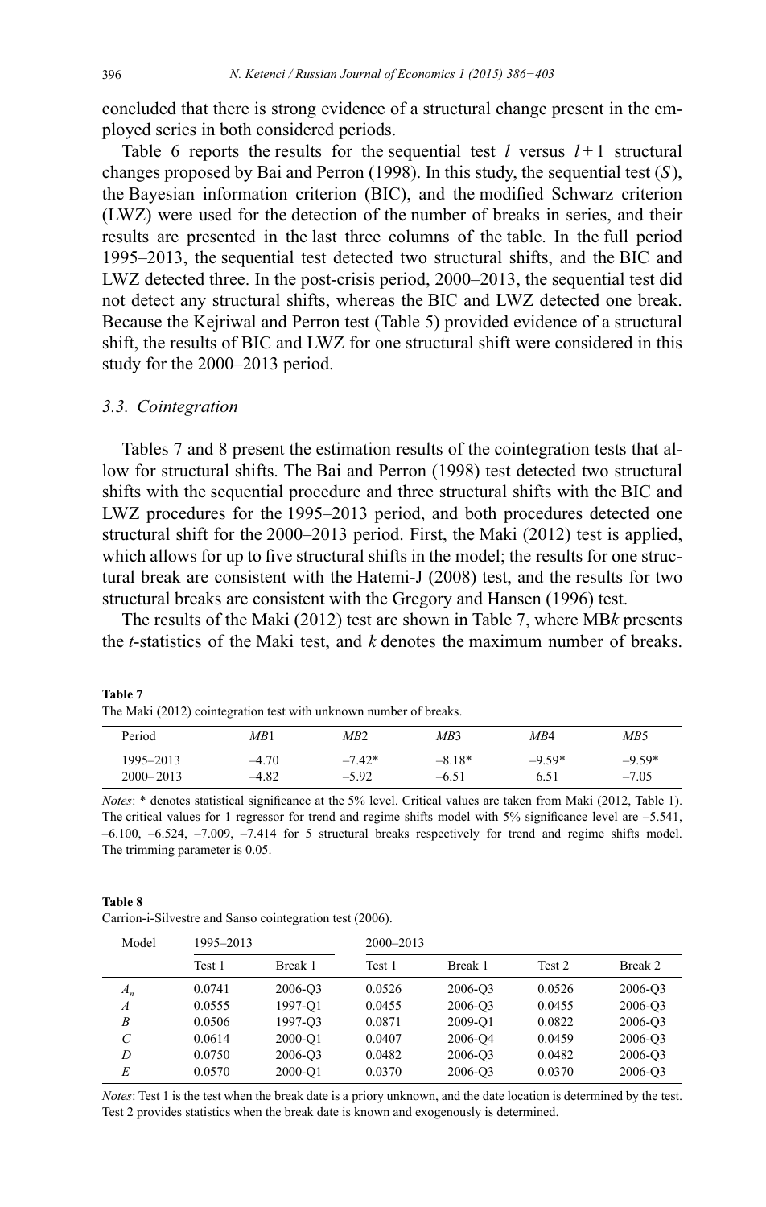concluded that there is strong evidence of a structural change present in the employed series in both considered periods.

Table 6 reports the results for the sequential test $l$ versus $l+1$ structural changes proposed by Bai and Perron (1998). In this study, the sequential test ($S$), the Bayesian information criterion (BIC), and the modified Schwarz criterion (LWZ) were used for the detection of the number of breaks in series, and their results are presented in the last three columns of the table. In the full period 1995–2013, the sequential test detected two structural shifts, and the BIC and LWZ detected three. In the post-crisis period, 2000–2013, the sequential test did not detect any structural shifts, whereas the BIC and LWZ detected one break. Because the Kejriwal and Perron test (Table 5) provided evidence of a structural shift, the results of BIC and LWZ for one structural shift were considered in this study for the 2000–2013 period.

### 3.3. Cointegration

Tables 7 and 8 present the estimation results of the cointegration tests that allow for structural shifts. The Bai and Perron (1998) test detected two structural shifts with the sequential procedure and three structural shifts with the BIC and LWZ procedures for the 1995–2013 period, and both procedures detected one structural shift for the 2000–2013 period. First, the Maki (2012) test is applied, which allows for up to five structural shifts in the model; the results for one structural break are consistent with the Hatemi-J (2008) test, and the results for two structural breaks are consistent with the Gregory and Hansen (1996) test.

The results of the Maki (2012) test are shown in Table 7, where MB$k$ presents the $t$-statistics of the Maki test, and $k$ denotes the maximum number of breaks.

**Table 7**
The Maki (2012) cointegration test with unknown number of breaks.

| Period | *MB*1 | *MB*2 | *MB*3 | *MB*4 | *MB*5 |
|---|---|---|---|---|---|
| 1995–2013 | –4.70 | –7.42* | –8.18* | –9.59* | –9.59* |
| 2000–2013 | –4.82 | –5.92 | –6.51 | 6.51 | –7.05 |

*Notes*: * denotes statistical significance at the 5% level. Critical values are taken from Maki (2012, Table 1). The critical values for 1 regressor for trend and regime shifts model with 5% significance level are –5.541, –6.100, –6.524, –7.009, –7.414 for 5 structural breaks respectively for trend and regime shifts model. The trimming parameter is 0.05.

**Table 8**
Carrion-i-Silvestre and Sanso cointegration test (2006).

| Model | 1995–2013 | | 2000–2013 | | | |
|---|---|---|---|---|---|---|
| | Test 1 | Break 1 | Test 1 | Break 1 | Test 2 | Break 2 |
| $A_n$ | 0.0741 | 2006-Q3 | 0.0526 | 2006-Q3 | 0.0526 | 2006-Q3 |
| $A$ | 0.0555 | 1997-Q1 | 0.0455 | 2006-Q3 | 0.0455 | 2006-Q3 |
| $B$ | 0.0506 | 1997-Q3 | 0.0871 | 2009-Q1 | 0.0822 | 2006-Q3 |
| $C$ | 0.0614 | 2000-Q1 | 0.0407 | 2006-Q4 | 0.0459 | 2006-Q3 |
| $D$ | 0.0750 | 2006-Q3 | 0.0482 | 2006-Q3 | 0.0482 | 2006-Q3 |
| $E$ | 0.0570 | 2000-Q1 | 0.0370 | 2006-Q3 | 0.0370 | 2006-Q3 |

*Notes*: Test 1 is the test when the break date is a priory unknown, and the date location is determined by the test. Test 2 provides statistics when the break date is known and exogenously is determined.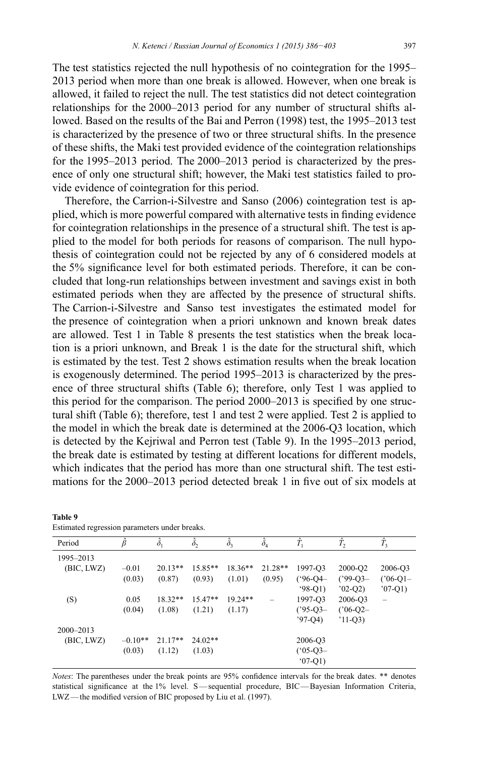The test statistics rejected the null hypothesis of no cointegration for the 1995–2013 period when more than one break is allowed. However, when one break is allowed, it failed to reject the null. The test statistics did not detect cointegration relationships for the 2000–2013 period for any number of structural shifts allowed. Based on the results of the Bai and Perron (1998) test, the 1995–2013 test is characterized by the presence of two or three structural shifts. In the presence of these shifts, the Maki test provided evidence of the cointegration relationships for the 1995–2013 period. The 2000–2013 period is characterized by the presence of only one structural shift; however, the Maki test statistics failed to provide evidence of cointegration for this period.

Therefore, the Carrion-i-Silvestre and Sanso (2006) cointegration test is applied, which is more powerful compared with alternative tests in finding evidence for cointegration relationships in the presence of a structural shift. The test is applied to the model for both periods for reasons of comparison. The null hypothesis of cointegration could not be rejected by any of 6 considered models at the 5% significance level for both estimated periods. Therefore, it can be concluded that long-run relationships between investment and savings exist in both estimated periods when they are affected by the presence of structural shifts. The Carrion-i-Silvestre and Sanso test investigates the estimated model for the presence of cointegration when a priori unknown and known break dates are allowed. Test 1 in Table 8 presents the test statistics when the break location is a priori unknown, and Break 1 is the date for the structural shift, which is estimated by the test. Test 2 shows estimation results when the break location is exogenously determined. The period 1995–2013 is characterized by the presence of three structural shifts (Table 6); therefore, only Test 1 was applied to this period for the comparison. The period 2000–2013 is specified by one structural shift (Table 6); therefore, test 1 and test 2 were applied. Test 2 is applied to the model in which the break date is determined at the 2006-Q3 location, which is detected by the Kejriwal and Perron test (Table 9). In the 1995–2013 period, the break date is estimated by testing at different locations for different models, which indicates that the period has more than one structural shift. The test estimations for the 2000–2013 period detected break 1 in five out of six models at

**Table 9**
Estimated regression parameters under breaks.

| Period | $\hat{\beta}$ | $\hat{\delta}_1$ | $\hat{\delta}_2$ | $\hat{\delta}_3$ | $\hat{\delta}_4$ | $\hat{T}_1$ | $\hat{T}_2$ | $\hat{T}_3$ |
|---|---|---|---|---|---|---|---|---|
| 1995–2013 | | | | | | | | |
| (BIC, LWZ) | –0.01 | 20.13** | 15.85** | 18.36** | 21.28** | 1997-Q3 | 2000-Q2 | 2006-Q3 |
| | (0.03) | (0.87) | (0.93) | (1.01) | (0.95) | ('96-Q4–'98-Q1) | ('99-Q3–'02-Q2) | ('06-Q1–'07-Q1) |
| (S) | 0.05 | 18.32** | 15.47** | 19.24** | – | 1997-Q3 | 2006-Q3 | – |
| | (0.04) | (1.08) | (1.21) | (1.17) | | ('95-Q3–'97-Q4) | ('06-Q2–'11-Q3) | |
| 2000–2013 | | | | | | | | |
| (BIC, LWZ) | –0.10** | 21.17** | 24.02** | | | 2006-Q3 | | |
| | (0.03) | (1.12) | (1.03) | | | ('05-Q3–'07-Q1) | | |

*Notes*: The parentheses under the break points are 95% confidence intervals for the break dates. ** denotes statistical significance at the 1% level. S — sequential procedure, BIC — Bayesian Information Criteria, LWZ — the modified version of BIC proposed by Liu et al. (1997).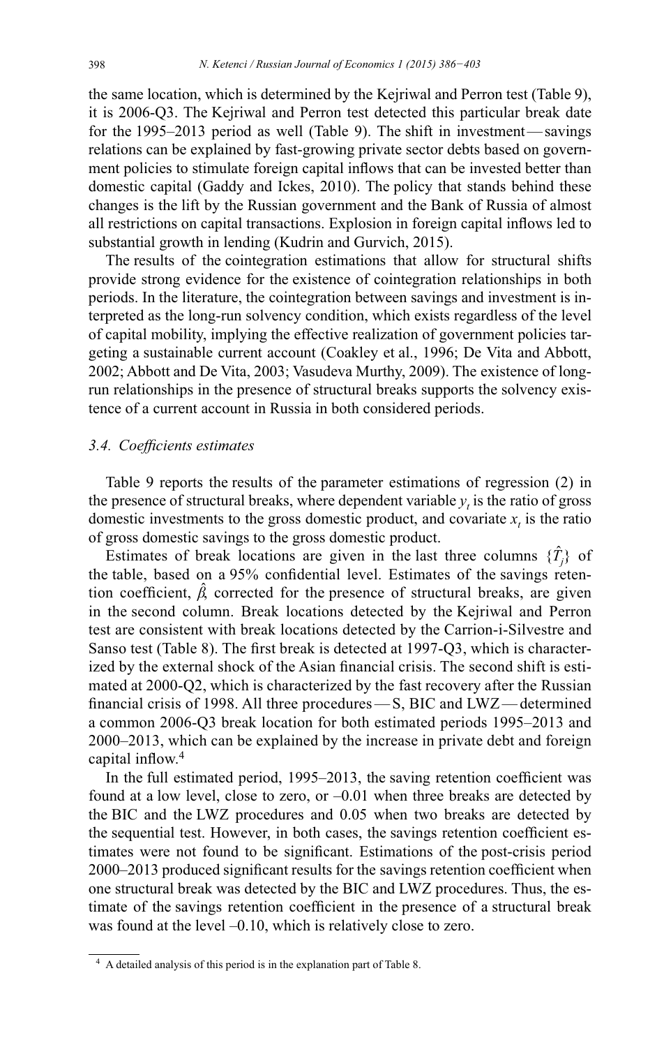the same location, which is determined by the Kejriwal and Perron test (Table 9), it is 2006-Q3. The Kejriwal and Perron test detected this particular break date for the 1995–2013 period as well (Table 9). The shift in investment—savings relations can be explained by fast-growing private sector debts based on government policies to stimulate foreign capital inflows that can be invested better than domestic capital (Gaddy and Ickes, 2010). The policy that stands behind these changes is the lift by the Russian government and the Bank of Russia of almost all restrictions on capital transactions. Explosion in foreign capital inflows led to substantial growth in lending (Kudrin and Gurvich, 2015).

The results of the cointegration estimations that allow for structural shifts provide strong evidence for the existence of cointegration relationships in both periods. In the literature, the cointegration between savings and investment is interpreted as the long-run solvency condition, which exists regardless of the level of capital mobility, implying the effective realization of government policies targeting a sustainable current account (Coakley et al., 1996; De Vita and Abbott, 2002; Abbott and De Vita, 2003; Vasudeva Murthy, 2009). The existence of long-run relationships in the presence of structural breaks supports the solvency existence of a current account in Russia in both considered periods.

### 3.4. Coefficients estimates

Table 9 reports the results of the parameter estimations of regression (2) in the presence of structural breaks, where dependent variable $y_t$ is the ratio of gross domestic investments to the gross domestic product, and covariate $x_t$ is the ratio of gross domestic savings to the gross domestic product.

Estimates of break locations are given in the last three columns $\{\hat{T}_j\}$ of the table, based on a 95% confidential level. Estimates of the savings retention coefficient, $\hat{\beta}$, corrected for the presence of structural breaks, are given in the second column. Break locations detected by the Kejriwal and Perron test are consistent with break locations detected by the Carrion-i-Silvestre and Sanso test (Table 8). The first break is detected at 1997-Q3, which is characterized by the external shock of the Asian financial crisis. The second shift is estimated at 2000-Q2, which is characterized by the fast recovery after the Russian financial crisis of 1998. All three procedures—S, BIC and LWZ—determined a common 2006-Q3 break location for both estimated periods 1995–2013 and 2000–2013, which can be explained by the increase in private debt and foreign capital inflow.[4]

In the full estimated period, 1995–2013, the saving retention coefficient was found at a low level, close to zero, or –0.01 when three breaks are detected by the BIC and the LWZ procedures and 0.05 when two breaks are detected by the sequential test. However, in both cases, the savings retention coefficient estimates were not found to be significant. Estimations of the post-crisis period 2000–2013 produced significant results for the savings retention coefficient when one structural break was detected by the BIC and LWZ procedures. Thus, the estimate of the savings retention coefficient in the presence of a structural break was found at the level –0.10, which is relatively close to zero.

[4] A detailed analysis of this period is in the explanation part of Table 8.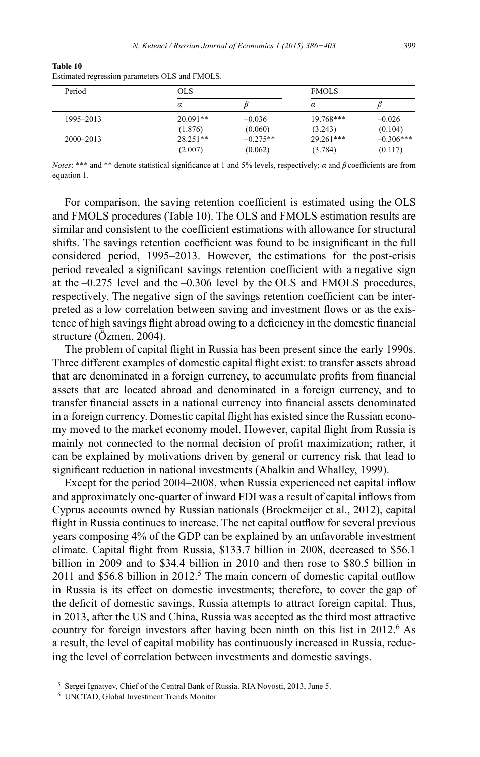**Table 10**
Estimated regression parameters OLS and FMOLS.

| Period | OLS | | FMOLS | |
|---|---|---|---|---|
| | $\alpha$ | $\beta$ | $\alpha$ | $\beta$ |
| 1995–2013 | 20.091** | –0.036 | 19.768*** | –0.026 |
| | (1.876) | (0.060) | (3.243) | (0.104) |
| 2000–2013 | 28.251** | –0.275** | 29.261*** | –0.306*** |
| | (2.007) | (0.062) | (3.784) | (0.117) |

*Notes*: *** and ** denote statistical significance at 1 and 5% levels, respectively; $\alpha$ and $\beta$ coefficients are from equation 1.

For comparison, the saving retention coefficient is estimated using the OLS and FMOLS procedures (Table 10). The OLS and FMOLS estimation results are similar and consistent to the coefficient estimations with allowance for structural shifts. The savings retention coefficient was found to be insignificant in the full considered period, 1995–2013. However, the estimations for the post-crisis period revealed a significant savings retention coefficient with a negative sign at the –0.275 level and the –0.306 level by the OLS and FMOLS procedures, respectively. The negative sign of the savings retention coefficient can be interpreted as a low correlation between saving and investment flows or as the existence of high savings flight abroad owing to a deficiency in the domestic financial structure (Özmen, 2004).

The problem of capital flight in Russia has been present since the early 1990s. Three different examples of domestic capital flight exist: to transfer assets abroad that are denominated in a foreign currency, to accumulate profits from financial assets that are located abroad and denominated in a foreign currency, and to transfer financial assets in a national currency into financial assets denominated in a foreign currency. Domestic capital flight has existed since the Russian economy moved to the market economy model. However, capital flight from Russia is mainly not connected to the normal decision of profit maximization; rather, it can be explained by motivations driven by general or currency risk that lead to significant reduction in national investments (Abalkin and Whalley, 1999).

Except for the period 2004–2008, when Russia experienced net capital inflow and approximately one-quarter of inward FDI was a result of capital inflows from Cyprus accounts owned by Russian nationals (Brockmeijer et al., 2012), capital flight in Russia continues to increase. The net capital outflow for several previous years composing 4% of the GDP can be explained by an unfavorable investment climate. Capital flight from Russia, \$133.7 billion in 2008, decreased to \$56.1 billion in 2009 and to \$34.4 billion in 2010 and then rose to \$80.5 billion in 2011 and \$56.8 billion in 2012.[5] The main concern of domestic capital outflow in Russia is its effect on domestic investments; therefore, to cover the gap of the deficit of domestic savings, Russia attempts to attract foreign capital. Thus, in 2013, after the US and China, Russia was accepted as the third most attractive country for foreign investors after having been ninth on this list in 2012.[6] As a result, the level of capital mobility has continuously increased in Russia, reducing the level of correlation between investments and domestic savings.

[5] Sergei Ignatyev, Chief of the Central Bank of Russia. RIA Novosti, 2013, June 5.

[6] UNCTAD, Global Investment Trends Monitor.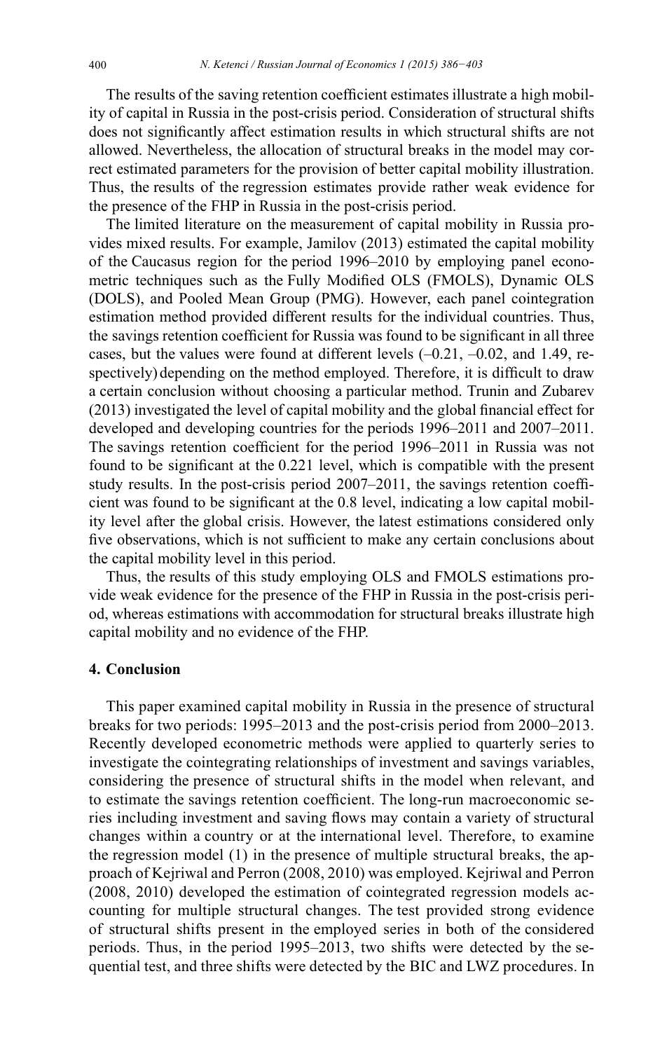The results of the saving retention coefficient estimates illustrate a high mobility of capital in Russia in the post-crisis period. Consideration of structural shifts does not significantly affect estimation results in which structural shifts are not allowed. Nevertheless, the allocation of structural breaks in the model may correct estimated parameters for the provision of better capital mobility illustration. Thus, the results of the regression estimates provide rather weak evidence for the presence of the FHP in Russia in the post-crisis period.

The limited literature on the measurement of capital mobility in Russia provides mixed results. For example, Jamilov (2013) estimated the capital mobility of the Caucasus region for the period 1996–2010 by employing panel econometric techniques such as the Fully Modified OLS (FMOLS), Dynamic OLS (DOLS), and Pooled Mean Group (PMG). However, each panel cointegration estimation method provided different results for the individual countries. Thus, the savings retention coefficient for Russia was found to be significant in all three cases, but the values were found at different levels (–0.21, –0.02, and 1.49, respectively) depending on the method employed. Therefore, it is difficult to draw a certain conclusion without choosing a particular method. Trunin and Zubarev (2013) investigated the level of capital mobility and the global financial effect for developed and developing countries for the periods 1996–2011 and 2007–2011. The savings retention coefficient for the period 1996–2011 in Russia was not found to be significant at the 0.221 level, which is compatible with the present study results. In the post-crisis period 2007–2011, the savings retention coefficient was found to be significant at the 0.8 level, indicating a low capital mobility level after the global crisis. However, the latest estimations considered only five observations, which is not sufficient to make any certain conclusions about the capital mobility level in this period.

Thus, the results of this study employing OLS and FMOLS estimations provide weak evidence for the presence of the FHP in Russia in the post-crisis period, whereas estimations with accommodation for structural breaks illustrate high capital mobility and no evidence of the FHP.

## 4. Conclusion

This paper examined capital mobility in Russia in the presence of structural breaks for two periods: 1995–2013 and the post-crisis period from 2000–2013. Recently developed econometric methods were applied to quarterly series to investigate the cointegrating relationships of investment and savings variables, considering the presence of structural shifts in the model when relevant, and to estimate the savings retention coefficient. The long-run macroeconomic series including investment and saving flows may contain a variety of structural changes within a country or at the international level. Therefore, to examine the regression model (1) in the presence of multiple structural breaks, the approach of Kejriwal and Perron (2008, 2010) was employed. Kejriwal and Perron (2008, 2010) developed the estimation of cointegrated regression models accounting for multiple structural changes. The test provided strong evidence of structural shifts present in the employed series in both of the considered periods. Thus, in the period 1995–2013, two shifts were detected by the sequential test, and three shifts were detected by the BIC and LWZ procedures. In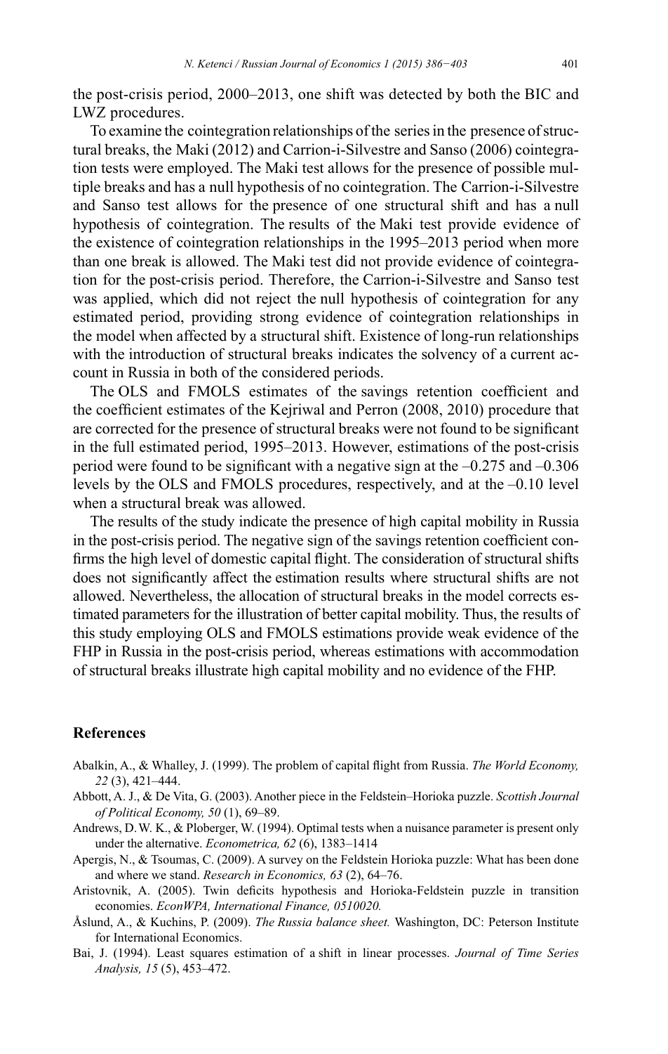the post-crisis period, 2000–2013, one shift was detected by both the BIC and LWZ procedures.

To examine the cointegration relationships of the series in the presence of structural breaks, the Maki (2012) and Carrion-i-Silvestre and Sanso (2006) cointegration tests were employed. The Maki test allows for the presence of possible multiple breaks and has a null hypothesis of no cointegration. The Carrion-i-Silvestre and Sanso test allows for the presence of one structural shift and has a null hypothesis of cointegration. The results of the Maki test provide evidence of the existence of cointegration relationships in the 1995–2013 period when more than one break is allowed. The Maki test did not provide evidence of cointegration for the post-crisis period. Therefore, the Carrion-i-Silvestre and Sanso test was applied, which did not reject the null hypothesis of cointegration for any estimated period, providing strong evidence of cointegration relationships in the model when affected by a structural shift. Existence of long-run relationships with the introduction of structural breaks indicates the solvency of a current account in Russia in both of the considered periods.

The OLS and FMOLS estimates of the savings retention coefficient and the coefficient estimates of the Kejriwal and Perron (2008, 2010) procedure that are corrected for the presence of structural breaks were not found to be significant in the full estimated period, 1995–2013. However, estimations of the post-crisis period were found to be significant with a negative sign at the –0.275 and –0.306 levels by the OLS and FMOLS procedures, respectively, and at the –0.10 level when a structural break was allowed.

The results of the study indicate the presence of high capital mobility in Russia in the post-crisis period. The negative sign of the savings retention coefficient confirms the high level of domestic capital flight. The consideration of structural shifts does not significantly affect the estimation results where structural shifts are not allowed. Nevertheless, the allocation of structural breaks in the model corrects estimated parameters for the illustration of better capital mobility. Thus, the results of this study employing OLS and FMOLS estimations provide weak evidence of the FHP in Russia in the post-crisis period, whereas estimations with accommodation of structural breaks illustrate high capital mobility and no evidence of the FHP.

## References

Abalkin, A., & Whalley, J. (1999). The problem of capital flight from Russia. *The World Economy, 22* (3), 421–444.

Abbott, A. J., & De Vita, G. (2003). Another piece in the Feldstein–Horioka puzzle. *Scottish Journal of Political Economy, 50* (1), 69–89.

Andrews, D.W. K., & Ploberger, W. (1994). Optimal tests when a nuisance parameter is present only under the alternative. *Econometrica, 62* (6), 1383–1414

Apergis, N., & Tsoumas, C. (2009). A survey on the Feldstein Horioka puzzle: What has been done and where we stand. *Research in Economics, 63* (2), 64–76.

Aristovnik, A. (2005). Twin deficits hypothesis and Horioka-Feldstein puzzle in transition economies. *EconWPA, International Finance, 0510020.*

Åslund, A., & Kuchins, P. (2009). *The Russia balance sheet.* Washington, DC: Peterson Institute for International Economics.

Bai, J. (1994). Least squares estimation of a shift in linear processes. *Journal of Time Series Analysis, 15* (5), 453–472.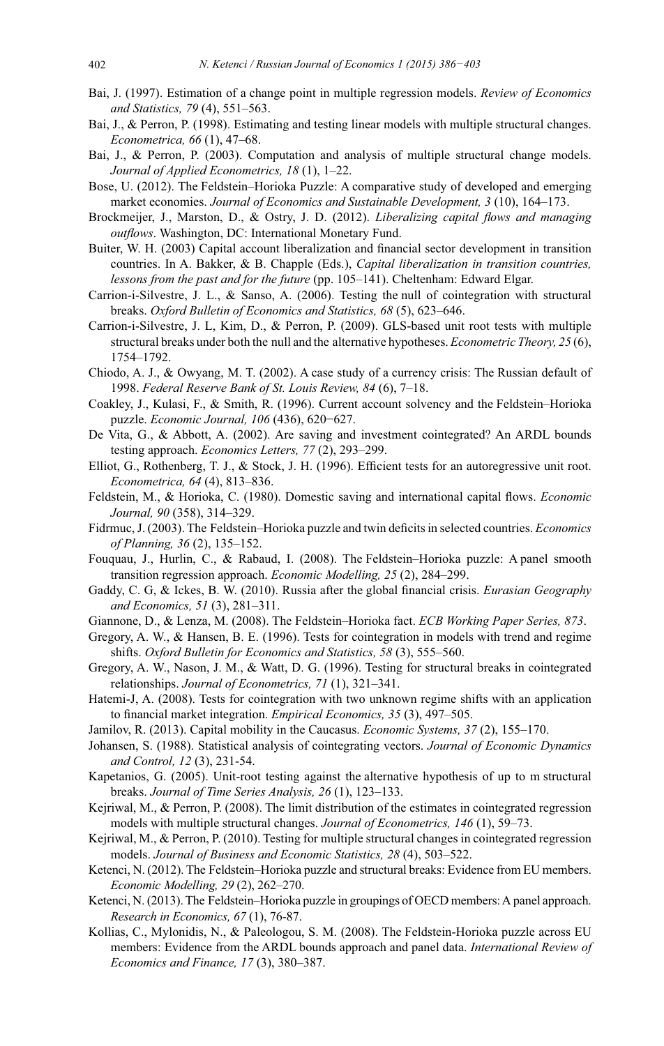Bai, J. (1997). Estimation of a change point in multiple regression models. *Review of Economics and Statistics, 79* (4), 551–563.

Bai, J., & Perron, P. (1998). Estimating and testing linear models with multiple structural changes. *Econometrica, 66* (1), 47–68.

Bai, J., & Perron, P. (2003). Computation and analysis of multiple structural change models. *Journal of Applied Econometrics, 18* (1), 1–22.

Bose, U. (2012). The Feldstein–Horioka Puzzle: A comparative study of developed and emerging market economies. *Journal of Economics and Sustainable Development, 3* (10), 164–173.

Brockmeijer, J., Marston, D., & Ostry, J. D. (2012). *Liberalizing capital flows and managing outflows*. Washington, DC: International Monetary Fund.

Buiter, W. H. (2003) Capital account liberalization and financial sector development in transition countries. In A. Bakker, & B. Chapple (Eds.), *Capital liberalization in transition countries, lessons from the past and for the future* (pp. 105–141). Cheltenham: Edward Elgar.

Carrion-i-Silvestre, J. L., & Sanso, A. (2006). Testing the null of cointegration with structural breaks. *Oxford Bulletin of Economics and Statistics, 68* (5), 623–646.

Carrion-i-Silvestre, J. L, Kim, D., & Perron, P. (2009). GLS-based unit root tests with multiple structural breaks under both the null and the alternative hypotheses. *Econometric Theory, 25* (6), 1754–1792.

Chiodo, A. J., & Owyang, M. T. (2002). A case study of a currency crisis: The Russian default of 1998. *Federal Reserve Bank of St. Louis Review, 84* (6), 7–18.

Coakley, J., Kulasi, F., & Smith, R. (1996). Current account solvency and the Feldstein–Horioka puzzle. *Economic Journal, 106* (436), 620–627.

De Vita, G., & Abbott, A. (2002). Are saving and investment cointegrated? An ARDL bounds testing approach. *Economics Letters, 77* (2), 293–299.

Elliot, G., Rothenberg, T. J., & Stock, J. H. (1996). Efficient tests for an autoregressive unit root. *Econometrica, 64* (4), 813–836.

Feldstein, M., & Horioka, C. (1980). Domestic saving and international capital flows. *Economic Journal, 90* (358), 314–329.

Fidrmuc, J. (2003). The Feldstein–Horioka puzzle and twin deficits in selected countries. *Economics of Planning, 36* (2), 135–152.

Fouquau, J., Hurlin, C., & Rabaud, I. (2008). The Feldstein–Horioka puzzle: A panel smooth transition regression approach. *Economic Modelling, 25* (2), 284–299.

Gaddy, C. G, & Ickes, B. W. (2010). Russia after the global financial crisis. *Eurasian Geography and Economics, 51* (3), 281–311.

Giannone, D., & Lenza, M. (2008). The Feldstein–Horioka fact. *ECB Working Paper Series, 873*.

Gregory, A. W., & Hansen, B. E. (1996). Tests for cointegration in models with trend and regime shifts. *Oxford Bulletin for Economics and Statistics, 58* (3), 555–560.

Gregory, A. W., Nason, J. M., & Watt, D. G. (1996). Testing for structural breaks in cointegrated relationships. *Journal of Econometrics, 71* (1), 321–341.

Hatemi-J, A. (2008). Tests for cointegration with two unknown regime shifts with an application to financial market integration. *Empirical Economics, 35* (3), 497–505.

Jamilov, R. (2013). Capital mobility in the Caucasus. *Economic Systems, 37* (2), 155–170.

Johansen, S. (1988). Statistical analysis of cointegrating vectors. *Journal of Economic Dynamics and Control, 12* (3), 231-54.

Kapetanios, G. (2005). Unit-root testing against the alternative hypothesis of up to m structural breaks. *Journal of Time Series Analysis, 26* (1), 123–133.

Kejriwal, M., & Perron, P. (2008). The limit distribution of the estimates in cointegrated regression models with multiple structural changes. *Journal of Econometrics, 146* (1), 59–73.

Kejriwal, M., & Perron, P. (2010). Testing for multiple structural changes in cointegrated regression models. *Journal of Business and Economic Statistics, 28* (4), 503–522.

Ketenci, N. (2012). The Feldstein–Horioka puzzle and structural breaks: Evidence from EU members. *Economic Modelling, 29* (2), 262–270.

Ketenci, N. (2013). The Feldstein–Horioka puzzle in groupings of OECD members: A panel approach. *Research in Economics, 67* (1), 76-87.

Kollias, C., Mylonidis, N., & Paleologou, S. M. (2008). The Feldstein-Horioka puzzle across EU members: Evidence from the ARDL bounds approach and panel data. *International Review of Economics and Finance, 17* (3), 380–387.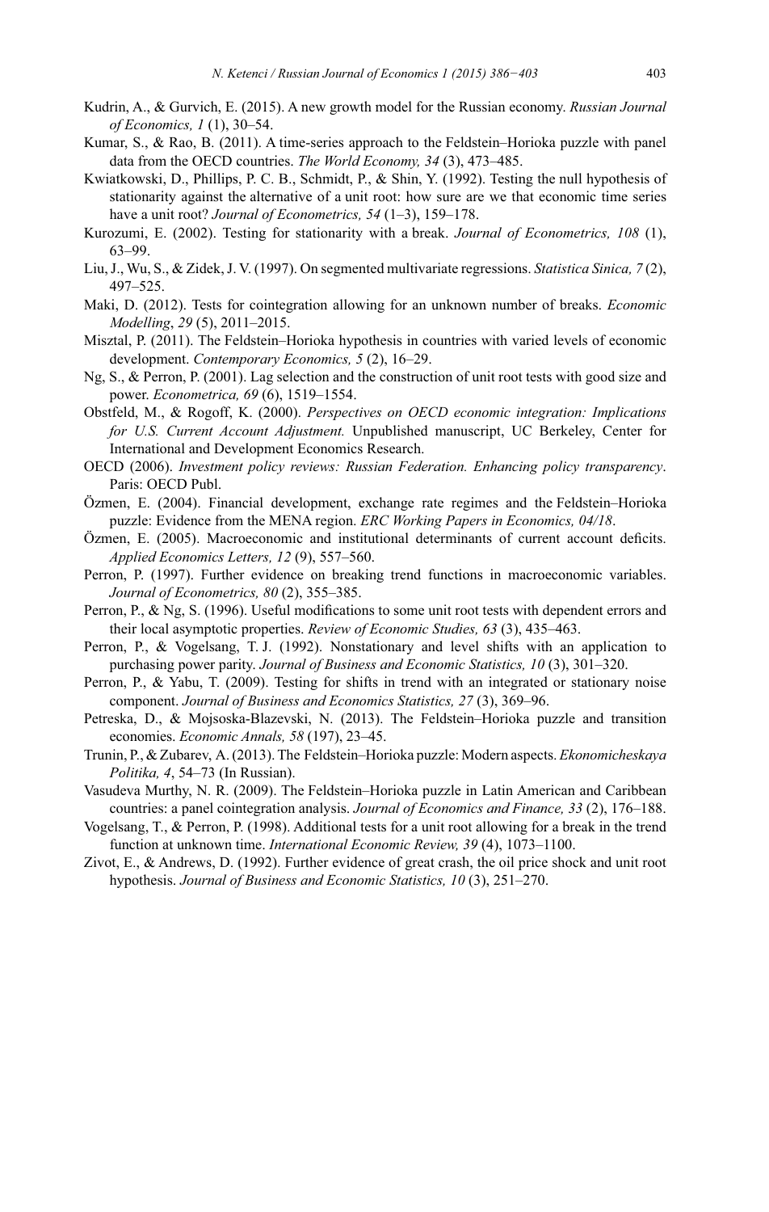Kudrin, A., & Gurvich, E. (2015). A new growth model for the Russian economy. *Russian Journal of Economics, 1* (1), 30–54.

Kumar, S., & Rao, B. (2011). A time-series approach to the Feldstein–Horioka puzzle with panel data from the OECD countries. *The World Economy, 34* (3), 473–485.

Kwiatkowski, D., Phillips, P. C. B., Schmidt, P., & Shin, Y. (1992). Testing the null hypothesis of stationarity against the alternative of a unit root: how sure are we that economic time series have a unit root? *Journal of Econometrics, 54* (1–3), 159–178.

Kurozumi, E. (2002). Testing for stationarity with a break. *Journal of Econometrics, 108* (1), 63–99.

Liu, J., Wu, S., & Zidek, J. V. (1997). On segmented multivariate regressions. *Statistica Sinica, 7* (2), 497–525.

Maki, D. (2012). Tests for cointegration allowing for an unknown number of breaks. *Economic Modelling*, *29* (5), 2011–2015.

Misztal, P. (2011). The Feldstein–Horioka hypothesis in countries with varied levels of economic development. *Contemporary Economics, 5* (2), 16–29.

Ng, S., & Perron, P. (2001). Lag selection and the construction of unit root tests with good size and power. *Econometrica, 69* (6), 1519–1554.

Obstfeld, M., & Rogoff, K. (2000). *Perspectives on OECD economic integration: Implications for U.S. Current Account Adjustment.* Unpublished manuscript, UC Berkeley, Center for International and Development Economics Research.

OECD (2006). *Investment policy reviews: Russian Federation. Enhancing policy transparency*. Paris: OECD Publ.

Özmen, E. (2004). Financial development, exchange rate regimes and the Feldstein–Horioka puzzle: Evidence from the MENA region. *ERC Working Papers in Economics, 04/18*.

Özmen, E. (2005). Macroeconomic and institutional determinants of current account deficits. *Applied Economics Letters, 12* (9), 557–560.

Perron, P. (1997). Further evidence on breaking trend functions in macroeconomic variables. *Journal of Econometrics, 80* (2), 355–385.

Perron, P., & Ng, S. (1996). Useful modifications to some unit root tests with dependent errors and their local asymptotic properties. *Review of Economic Studies, 63* (3), 435–463.

Perron, P., & Vogelsang, T. J. (1992). Nonstationary and level shifts with an application to purchasing power parity. *Journal of Business and Economic Statistics, 10* (3), 301–320.

Perron, P., & Yabu, T. (2009). Testing for shifts in trend with an integrated or stationary noise component. *Journal of Business and Economics Statistics, 27* (3), 369–96.

Petreska, D., & Mojsoska-Blazevski, N. (2013). The Feldstein–Horioka puzzle and transition economies. *Economic Annals, 58* (197), 23–45.

Trunin, P., & Zubarev, A. (2013). The Feldstein–Horioka puzzle: Modern aspects. *Ekonomicheskaya Politika, 4*, 54–73 (In Russian).

Vasudeva Murthy, N. R. (2009). The Feldstein–Horioka puzzle in Latin American and Caribbean countries: a panel cointegration analysis. *Journal of Economics and Finance, 33* (2), 176–188.

Vogelsang, T., & Perron, P. (1998). Additional tests for a unit root allowing for a break in the trend function at unknown time. *International Economic Review, 39* (4), 1073–1100.

Zivot, E., & Andrews, D. (1992). Further evidence of great crash, the oil price shock and unit root hypothesis. *Journal of Business and Economic Statistics, 10* (3), 251–270.